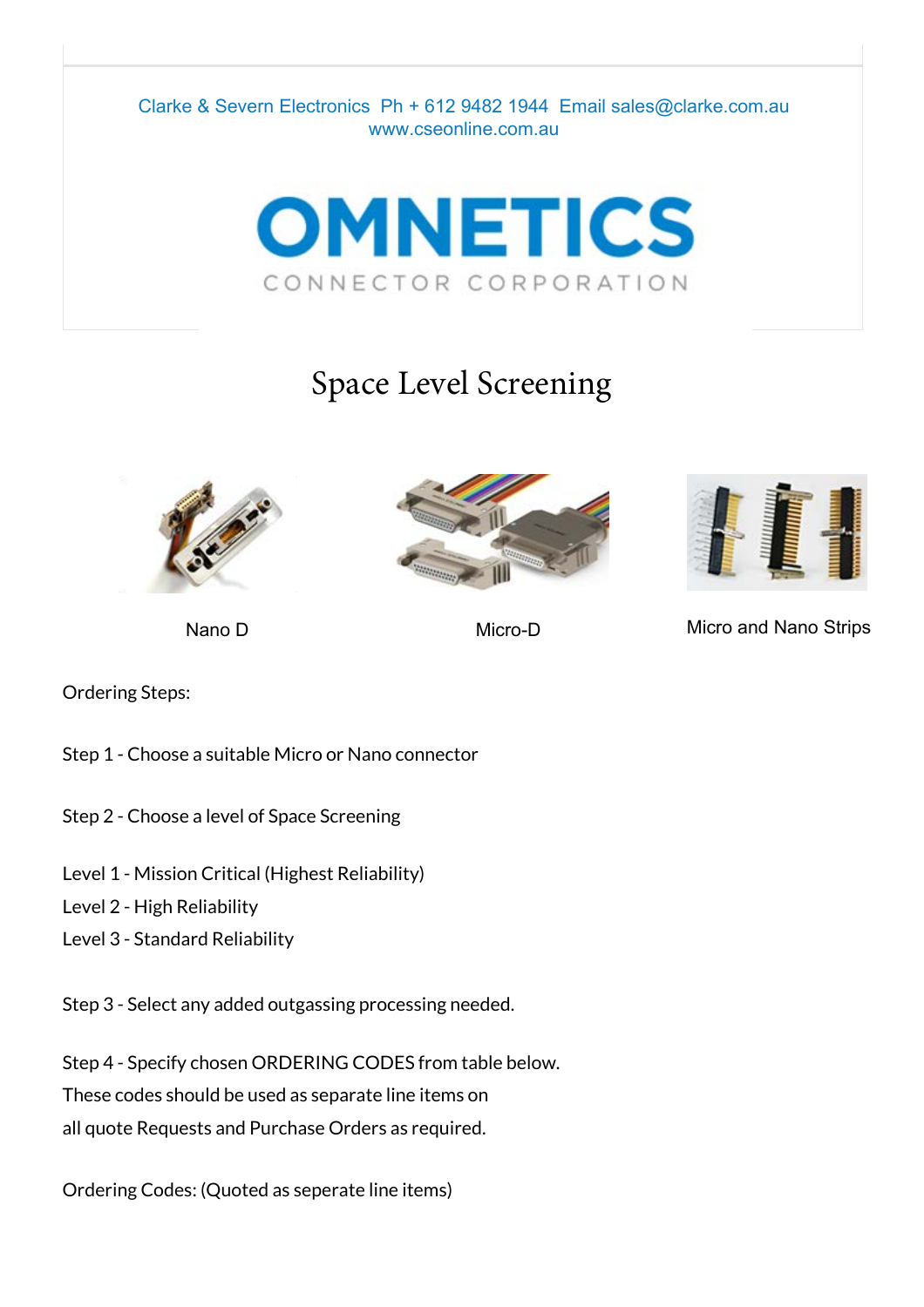Clarke & Severn Electronics  Ph + 612 9482 1944  Email sales@clarke.com.au
www.cseonline.com.au

OMNETICS
CONNECTOR CORPORATION

# Space Level Screening

Nano D

Micro-D

Micro and Nano Strips

Ordering Steps:

Step 1 - Choose a suitable Micro or Nano connector

Step 2 - Choose a level of Space Screening

Level 1 - Mission Critical (Highest Reliability)
Level 2 - High Reliability
Level 3 - Standard Reliability

Step 3 - Select any added outgassing processing needed.

Step 4 - Specify chosen ORDERING CODES from table below.
These codes should be used as separate line items on
all quote Requests and Purchase Orders as required.

Ordering Codes: (Quoted as seperate line items)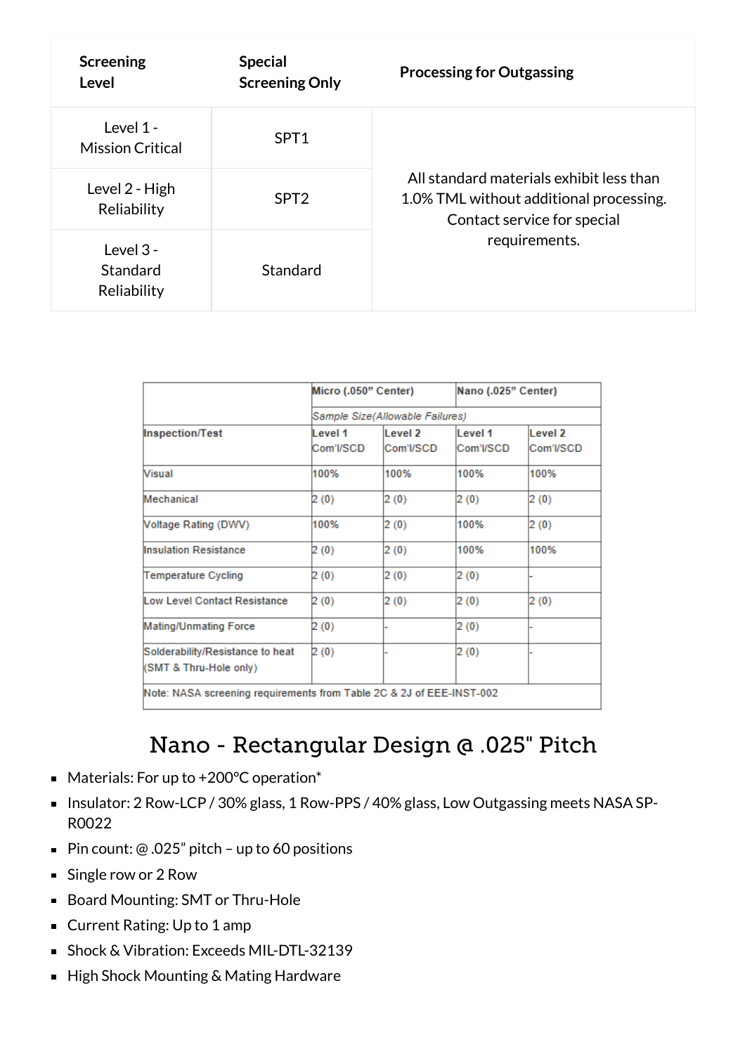| Screening Level | Special Screening Only | Processing for Outgassing |
| --- | --- | --- |
| Level 1 - Mission Critical | SPT1 | All standard materials exhibit less than 1.0% TML without additional processing. Contact service for special requirements. |
| Level 2 - High Reliability | SPT2 | |
| Level 3 - Standard Reliability | Standard | |

| | Micro (.050" Center) | | Nano (.025" Center) | |
| --- | --- | --- | --- | --- |
| | *Sample Size(Allowable Failures)* | | | |
| Inspection/Test | Level 1 Com'l/SCD | Level 2 Com'l/SCD | Level 1 Com'l/SCD | Level 2 Com'l/SCD |
| Visual | 100% | 100% | 100% | 100% |
| Mechanical | 2 (0) | 2 (0) | 2 (0) | 2 (0) |
| Voltage Rating (DWV) | 100% | 2 (0) | 100% | 2 (0) |
| Insulation Resistance | 2 (0) | 2 (0) | 100% | 100% |
| Temperature Cycling | 2 (0) | 2 (0) | 2 (0) | - |
| Low Level Contact Resistance | 2 (0) | 2 (0) | 2 (0) | 2 (0) |
| Mating/Unmating Force | 2 (0) | - | 2 (0) | - |
| Solderability/Resistance to heat (SMT & Thru-Hole only) | 2 (0) | - | 2 (0) | - |
| Note: NASA screening requirements from Table 2C & 2J of EEE-INST-002 | | | | |

# Nano - Rectangular Design @ .025" Pitch

- Materials: For up to +200°C operation*
- Insulator: 2 Row-LCP / 30% glass, 1 Row-PPS / 40% glass, Low Outgassing meets NASA SP-R0022
- Pin count: @ .025" pitch – up to 60 positions
- Single row or 2 Row
- Board Mounting: SMT or Thru-Hole
- Current Rating: Up to 1 amp
- Shock & Vibration: Exceeds MIL-DTL-32139
- High Shock Mounting & Mating Hardware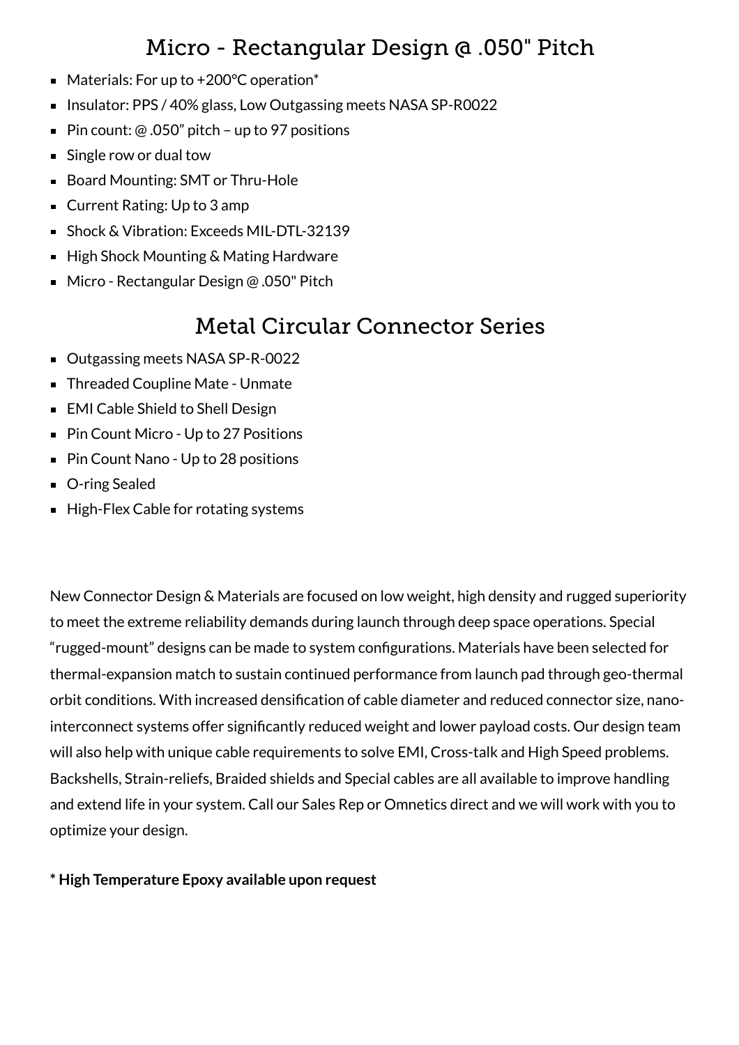## Micro - Rectangular Design @ .050" Pitch

- Materials: For up to +200°C operation*
- Insulator: PPS / 40% glass, Low Outgassing meets NASA SP-R0022
- Pin count: @ .050" pitch – up to 97 positions
- Single row or dual tow
- Board Mounting: SMT or Thru-Hole
- Current Rating: Up to 3 amp
- Shock & Vibration: Exceeds MIL-DTL-32139
- High Shock Mounting & Mating Hardware
- Micro - Rectangular Design @ .050" Pitch

## Metal Circular Connector Series

- Outgassing meets NASA SP-R-0022
- Threaded Coupline Mate - Unmate
- EMI Cable Shield to Shell Design
- Pin Count Micro - Up to 27 Positions
- Pin Count Nano - Up to 28 positions
- O-ring Sealed
- High-Flex Cable for rotating systems

New Connector Design & Materials are focused on low weight, high density and rugged superiority to meet the extreme reliability demands during launch through deep space operations. Special "rugged-mount" designs can be made to system configurations. Materials have been selected for thermal-expansion match to sustain continued performance from launch pad through geo-thermal orbit conditions. With increased densification of cable diameter and reduced connector size, nano-interconnect systems offer significantly reduced weight and lower payload costs. Our design team will also help with unique cable requirements to solve EMI, Cross-talk and High Speed problems. Backshells, Strain-reliefs, Braided shields and Special cables are all available to improve handling and extend life in your system. Call our Sales Rep or Omnetics direct and we will work with you to optimize your design.

**\* High Temperature Epoxy available upon request**